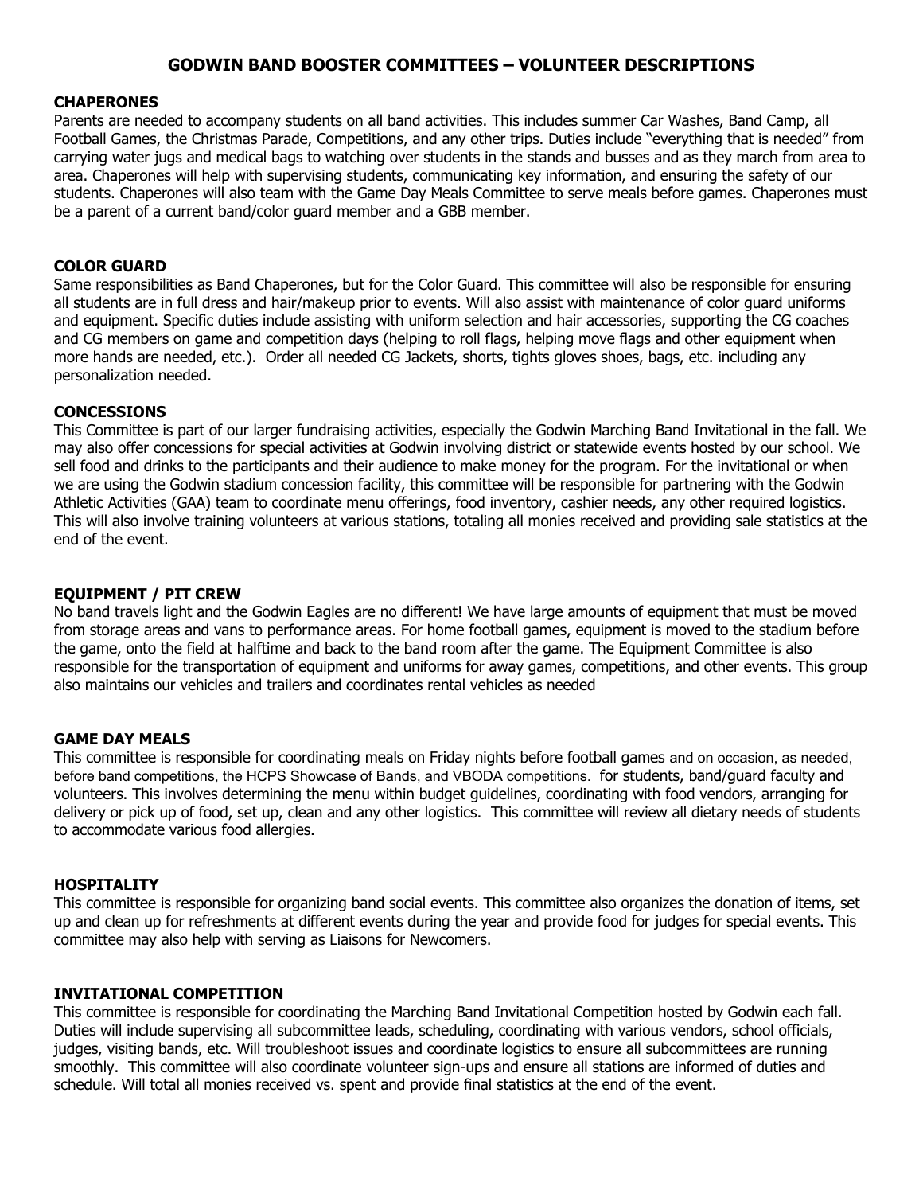# GODWIN BAND BOOSTER COMMITTEES – VOLUNTEER DESCRIPTIONS

**CHAPERONES**

Parents are needed to accompany students on all band activities. This includes summer Car Washes, Band Camp, all Football Games, the Christmas Parade, Competitions, and any other trips. Duties include "everything that is needed" from carrying water jugs and medical bags to watching over students in the stands and busses and as they march from area to area. Chaperones will help with supervising students, communicating key information, and ensuring the safety of our students. Chaperones will also team with the Game Day Meals Committee to serve meals before games. Chaperones must be a parent of a current band/color guard member and a GBB member.

**COLOR GUARD**

Same responsibilities as Band Chaperones, but for the Color Guard. This committee will also be responsible for ensuring all students are in full dress and hair/makeup prior to events. Will also assist with maintenance of color guard uniforms and equipment. Specific duties include assisting with uniform selection and hair accessories, supporting the CG coaches and CG members on game and competition days (helping to roll flags, helping move flags and other equipment when more hands are needed, etc.). Order all needed CG Jackets, shorts, tights gloves shoes, bags, etc. including any personalization needed.

**CONCESSIONS**

This Committee is part of our larger fundraising activities, especially the Godwin Marching Band Invitational in the fall. We may also offer concessions for special activities at Godwin involving district or statewide events hosted by our school. We sell food and drinks to the participants and their audience to make money for the program. For the invitational or when we are using the Godwin stadium concession facility, this committee will be responsible for partnering with the Godwin Athletic Activities (GAA) team to coordinate menu offerings, food inventory, cashier needs, any other required logistics. This will also involve training volunteers at various stations, totaling all monies received and providing sale statistics at the end of the event.

**EQUIPMENT / PIT CREW**

No band travels light and the Godwin Eagles are no different! We have large amounts of equipment that must be moved from storage areas and vans to performance areas. For home football games, equipment is moved to the stadium before the game, onto the field at halftime and back to the band room after the game. The Equipment Committee is also responsible for the transportation of equipment and uniforms for away games, competitions, and other events. This group also maintains our vehicles and trailers and coordinates rental vehicles as needed

**GAME DAY MEALS**

This committee is responsible for coordinating meals on Friday nights before football games and on occasion, as needed, before band competitions, the HCPS Showcase of Bands, and VBODA competitions. for students, band/guard faculty and volunteers. This involves determining the menu within budget guidelines, coordinating with food vendors, arranging for delivery or pick up of food, set up, clean and any other logistics. This committee will review all dietary needs of students to accommodate various food allergies.

**HOSPITALITY**

This committee is responsible for organizing band social events. This committee also organizes the donation of items, set up and clean up for refreshments at different events during the year and provide food for judges for special events. This committee may also help with serving as Liaisons for Newcomers.

**INVITATIONAL COMPETITION**

This committee is responsible for coordinating the Marching Band Invitational Competition hosted by Godwin each fall. Duties will include supervising all subcommittee leads, scheduling, coordinating with various vendors, school officials, judges, visiting bands, etc. Will troubleshoot issues and coordinate logistics to ensure all subcommittees are running smoothly. This committee will also coordinate volunteer sign-ups and ensure all stations are informed of duties and schedule. Will total all monies received vs. spent and provide final statistics at the end of the event.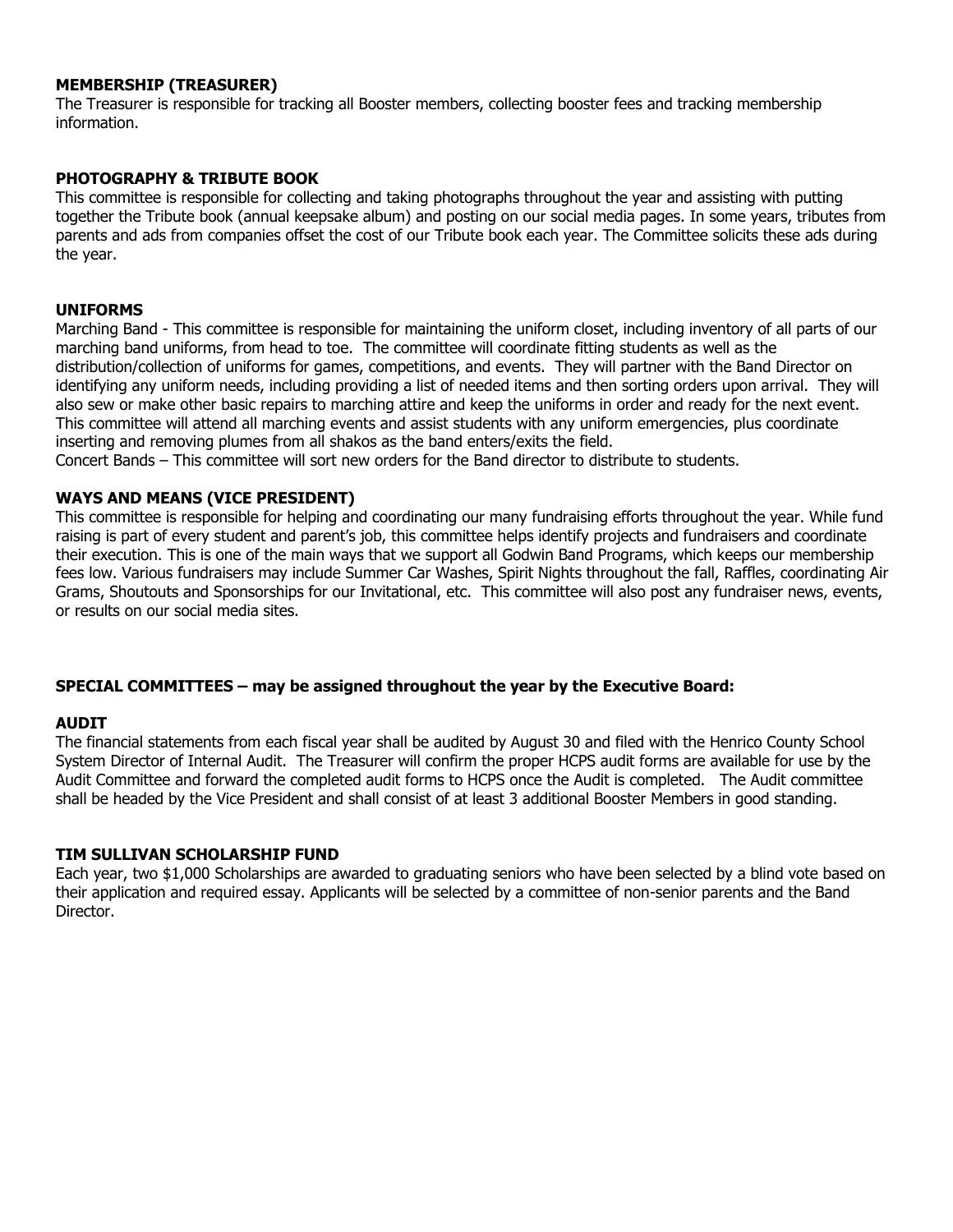**MEMBERSHIP (TREASURER)**

The Treasurer is responsible for tracking all Booster members, collecting booster fees and tracking membership information.

**PHOTOGRAPHY & TRIBUTE BOOK**

This committee is responsible for collecting and taking photographs throughout the year and assisting with putting together the Tribute book (annual keepsake album) and posting on our social media pages. In some years, tributes from parents and ads from companies offset the cost of our Tribute book each year. The Committee solicits these ads during the year.

**UNIFORMS**

Marching Band - This committee is responsible for maintaining the uniform closet, including inventory of all parts of our marching band uniforms, from head to toe. The committee will coordinate fitting students as well as the distribution/collection of uniforms for games, competitions, and events. They will partner with the Band Director on identifying any uniform needs, including providing a list of needed items and then sorting orders upon arrival. They will also sew or make other basic repairs to marching attire and keep the uniforms in order and ready for the next event. This committee will attend all marching events and assist students with any uniform emergencies, plus coordinate inserting and removing plumes from all shakos as the band enters/exits the field.

Concert Bands – This committee will sort new orders for the Band director to distribute to students.

**WAYS AND MEANS (VICE PRESIDENT)**

This committee is responsible for helping and coordinating our many fundraising efforts throughout the year. While fund raising is part of every student and parent's job, this committee helps identify projects and fundraisers and coordinate their execution. This is one of the main ways that we support all Godwin Band Programs, which keeps our membership fees low. Various fundraisers may include Summer Car Washes, Spirit Nights throughout the fall, Raffles, coordinating Air Grams, Shoutouts and Sponsorships for our Invitational, etc. This committee will also post any fundraiser news, events, or results on our social media sites.

**SPECIAL COMMITTEES – may be assigned throughout the year by the Executive Board:**

**AUDIT**

The financial statements from each fiscal year shall be audited by August 30 and filed with the Henrico County School System Director of Internal Audit. The Treasurer will confirm the proper HCPS audit forms are available for use by the Audit Committee and forward the completed audit forms to HCPS once the Audit is completed. The Audit committee shall be headed by the Vice President and shall consist of at least 3 additional Booster Members in good standing.

**TIM SULLIVAN SCHOLARSHIP FUND**

Each year, two $1,000 Scholarships are awarded to graduating seniors who have been selected by a blind vote based on their application and required essay. Applicants will be selected by a committee of non-senior parents and the Band Director.